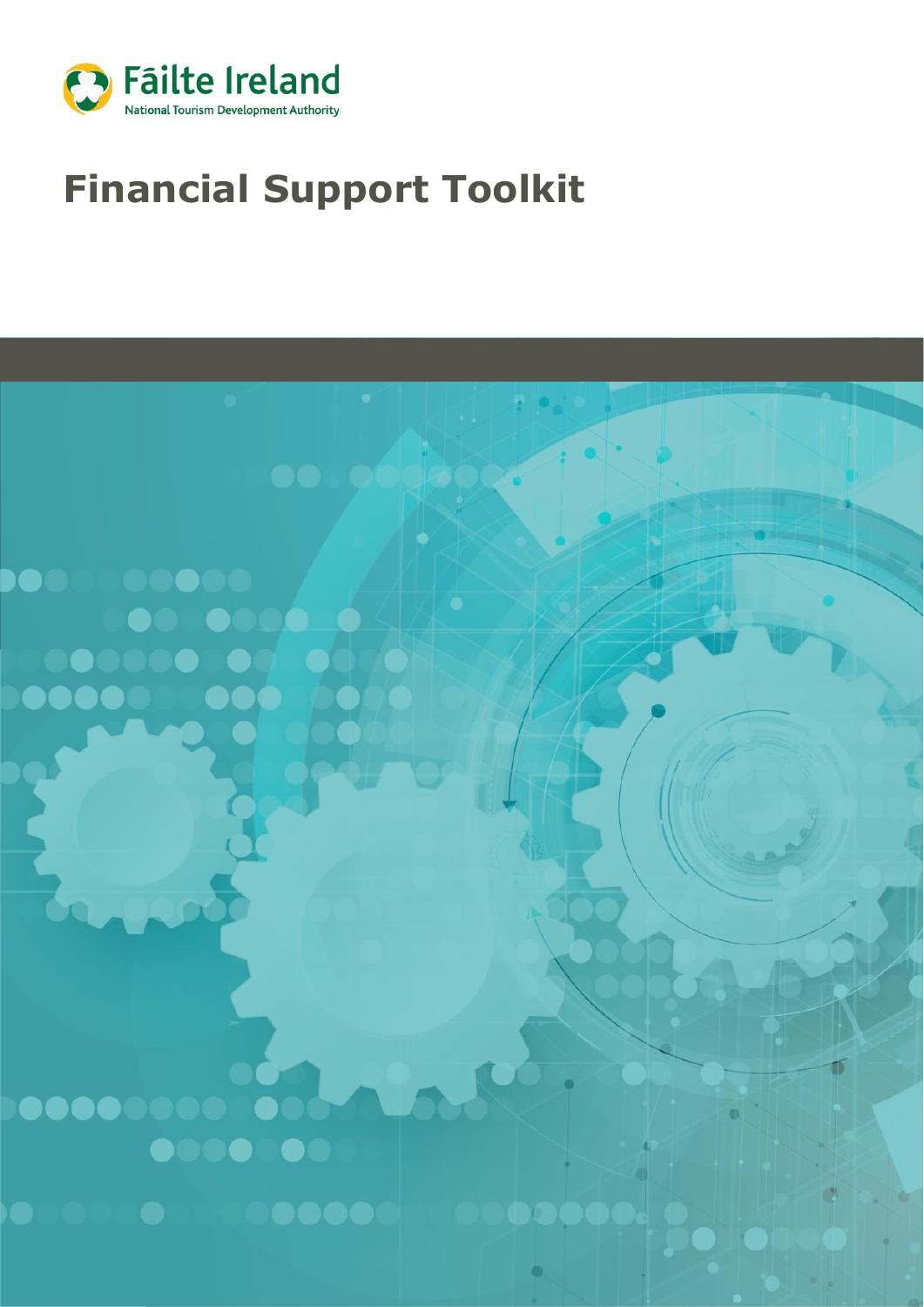Fāilte Ireland

National Tourism Development Authority

# Financial Support Toolkit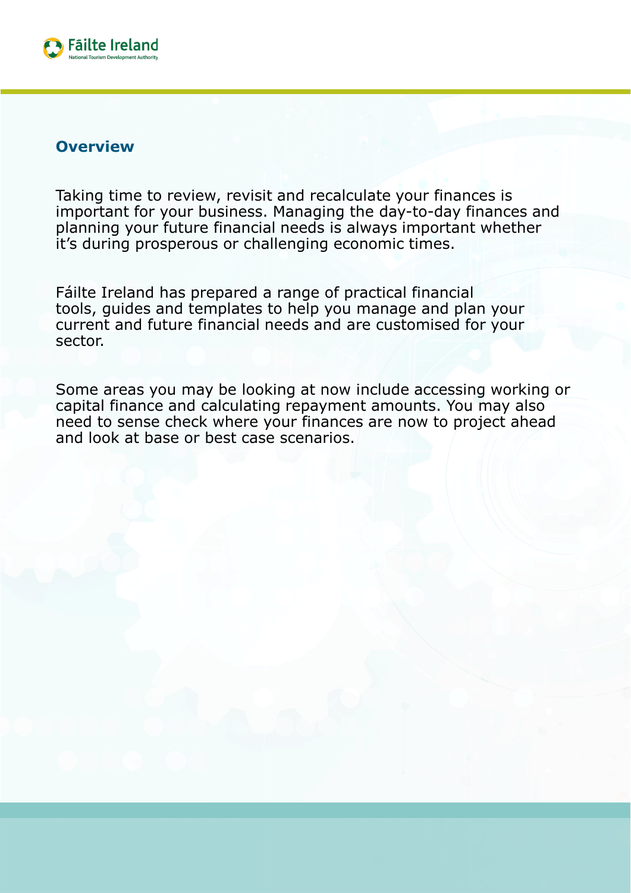## Overview

Taking time to review, revisit and recalculate your finances is important for your business. Managing the day-to-day finances and planning your future financial needs is always important whether it's during prosperous or challenging economic times.

Fáilte Ireland has prepared a range of practical financial tools, guides and templates to help you manage and plan your current and future financial needs and are customised for your sector.

Some areas you may be looking at now include accessing working or capital finance and calculating repayment amounts. You may also need to sense check where your finances are now to project ahead and look at base or best case scenarios.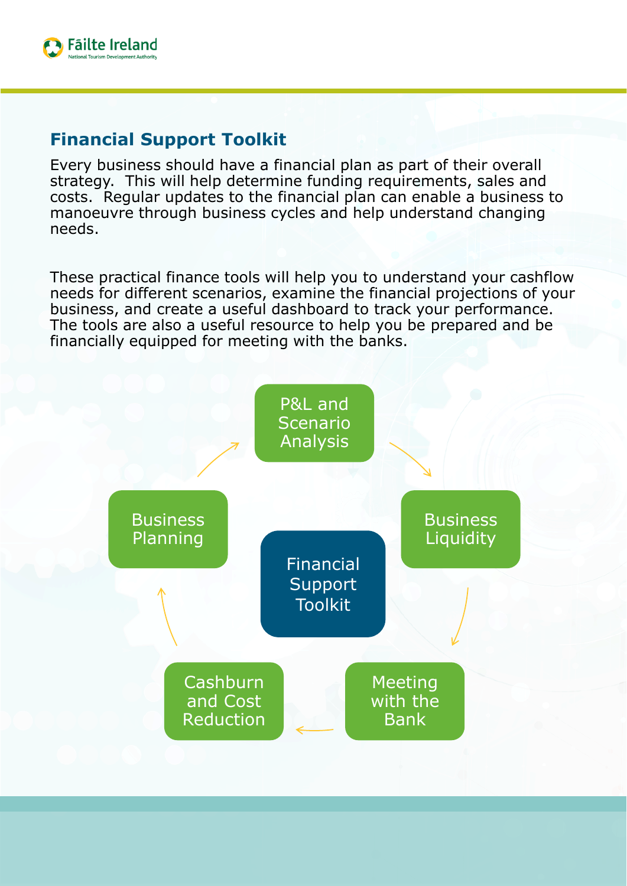## Financial Support Toolkit

Every business should have a financial plan as part of their overall strategy. This will help determine funding requirements, sales and costs. Regular updates to the financial plan can enable a business to manoeuvre through business cycles and help understand changing needs.

These practical finance tools will help you to understand your cashflow needs for different scenarios, examine the financial projections of your business, and create a useful dashboard to track your performance. The tools are also a useful resource to help you be prepared and be financially equipped for meeting with the banks.

Financial Support Toolkit

- P&L and Scenario Analysis
- Business Liquidity
- Meeting with the Bank
- Cashburn and Cost Reduction
- Business Planning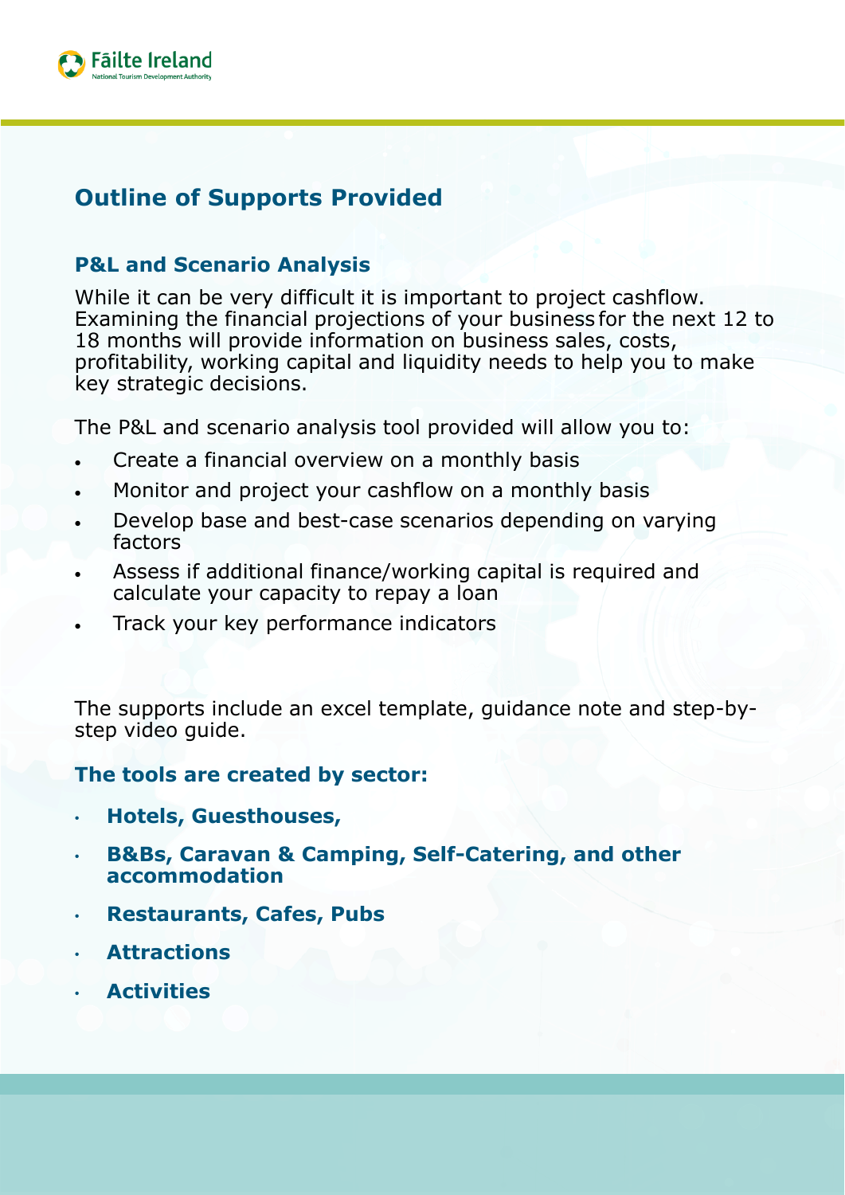## Outline of Supports Provided

### P&L and Scenario Analysis

While it can be very difficult it is important to project cashflow. Examining the financial projections of your business for the next 12 to 18 months will provide information on business sales, costs, profitability, working capital and liquidity needs to help you to make key strategic decisions.

The P&L and scenario analysis tool provided will allow you to:

- Create a financial overview on a monthly basis
- Monitor and project your cashflow on a monthly basis
- Develop base and best-case scenarios depending on varying factors
- Assess if additional finance/working capital is required and calculate your capacity to repay a loan
- Track your key performance indicators

The supports include an excel template, guidance note and step-by-step video guide.

**The tools are created by sector:**

- **Hotels, Guesthouses,**
- **B&Bs, Caravan & Camping, Self-Catering, and other accommodation**
- **Restaurants, Cafes, Pubs**
- **Attractions**
- **Activities**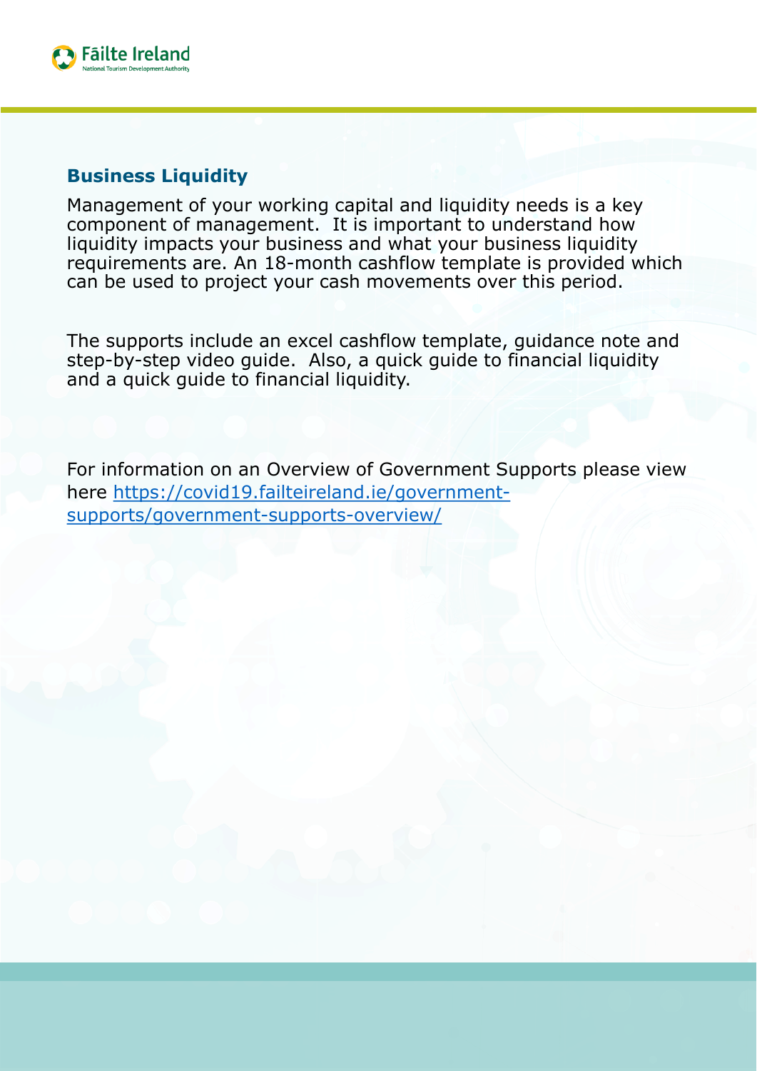## Business Liquidity

Management of your working capital and liquidity needs is a key component of management. It is important to understand how liquidity impacts your business and what your business liquidity requirements are. An 18-month cashflow template is provided which can be used to project your cash movements over this period.

The supports include an excel cashflow template, guidance note and step-by-step video guide. Also, a quick guide to financial liquidity and a quick guide to financial liquidity.

For information on an Overview of Government Supports please view here [https://covid19.failteireland.ie/government-supports/government-supports-overview/](https://covid19.failteireland.ie/government-supports/government-supports-overview/)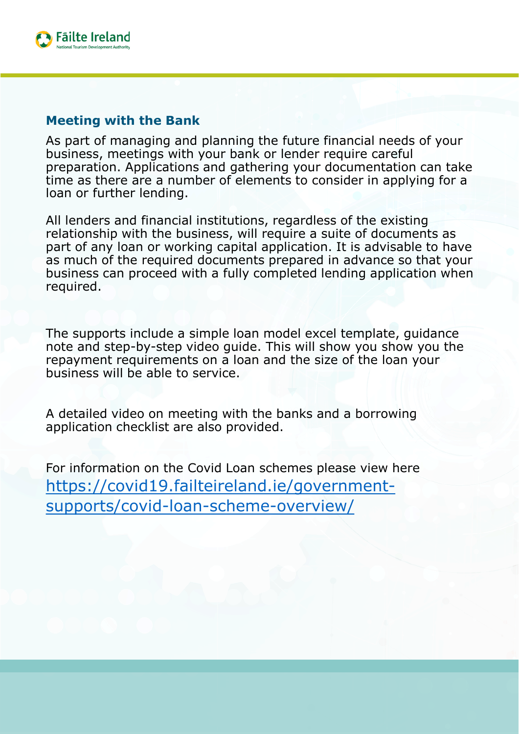## Meeting with the Bank

As part of managing and planning the future financial needs of your business, meetings with your bank or lender require careful preparation. Applications and gathering your documentation can take time as there are a number of elements to consider in applying for a loan or further lending.

All lenders and financial institutions, regardless of the existing relationship with the business, will require a suite of documents as part of any loan or working capital application. It is advisable to have as much of the required documents prepared in advance so that your business can proceed with a fully completed lending application when required.

The supports include a simple loan model excel template, guidance note and step-by-step video guide. This will show you show you the repayment requirements on a loan and the size of the loan your business will be able to service.

A detailed video on meeting with the banks and a borrowing application checklist are also provided.

For information on the Covid Loan schemes please view here [https://covid19.failteireland.ie/government-supports/covid-loan-scheme-overview/](https://covid19.failteireland.ie/government-supports/covid-loan-scheme-overview/)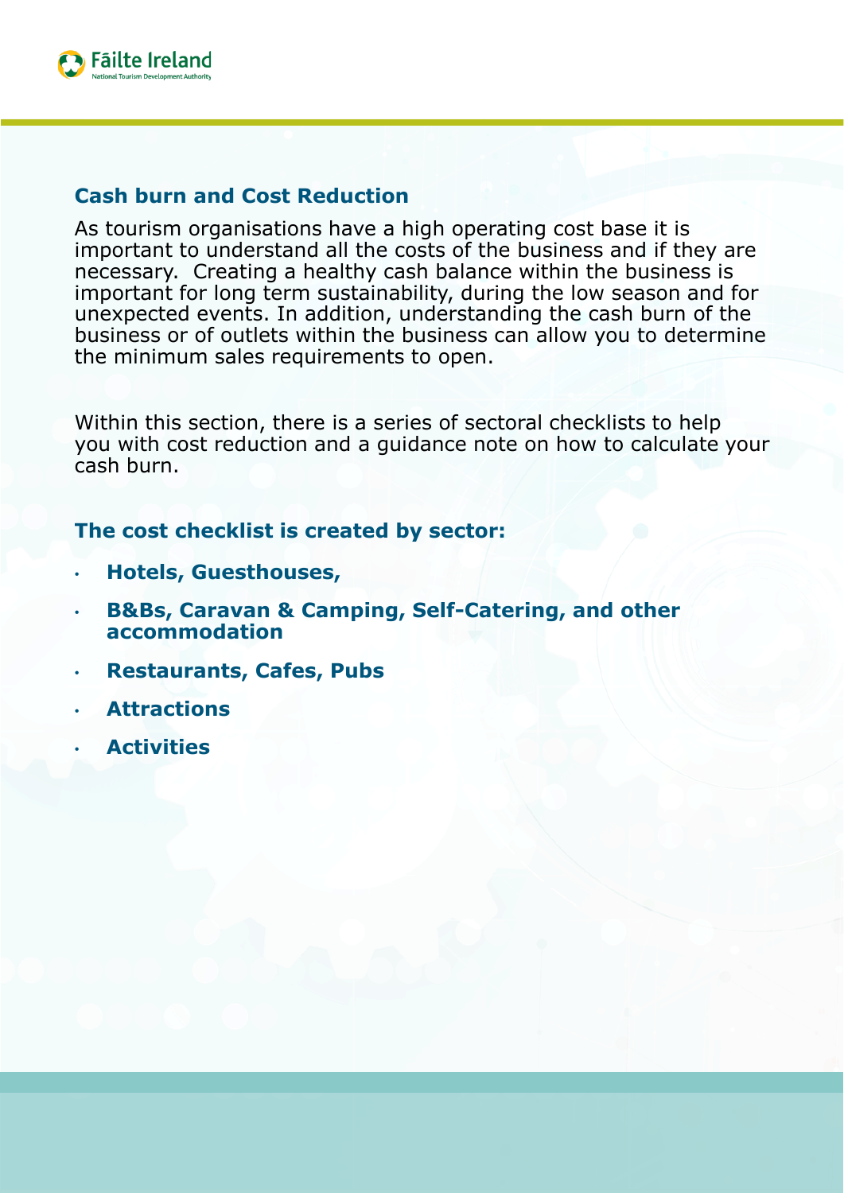## Cash burn and Cost Reduction

As tourism organisations have a high operating cost base it is important to understand all the costs of the business and if they are necessary. Creating a healthy cash balance within the business is important for long term sustainability, during the low season and for unexpected events. In addition, understanding the cash burn of the business or of outlets within the business can allow you to determine the minimum sales requirements to open.

Within this section, there is a series of sectoral checklists to help you with cost reduction and a guidance note on how to calculate your cash burn.

### The cost checklist is created by sector:

- **Hotels, Guesthouses,**
- **B&Bs, Caravan & Camping, Self-Catering, and other accommodation**
- **Restaurants, Cafes, Pubs**
- **Attractions**
- **Activities**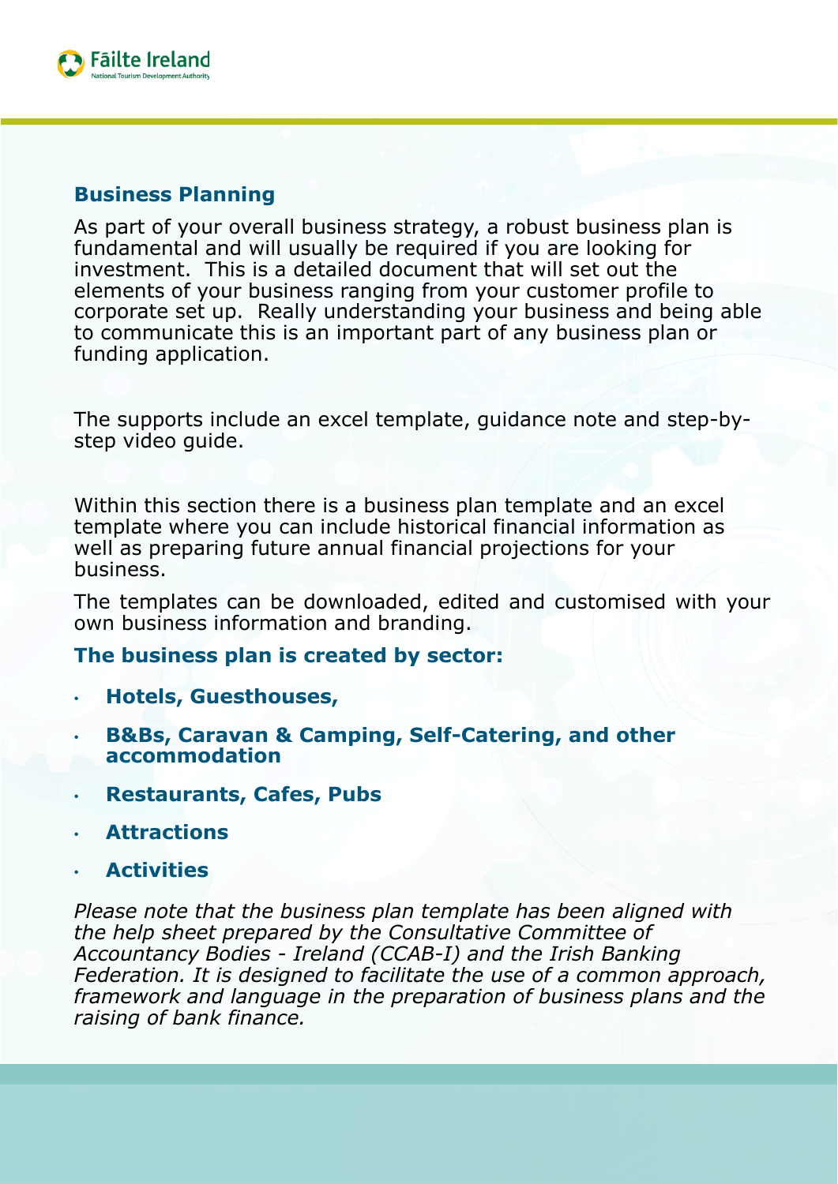## Business Planning

As part of your overall business strategy, a robust business plan is fundamental and will usually be required if you are looking for investment. This is a detailed document that will set out the elements of your business ranging from your customer profile to corporate set up. Really understanding your business and being able to communicate this is an important part of any business plan or funding application.

The supports include an excel template, guidance note and step-by-step video guide.

Within this section there is a business plan template and an excel template where you can include historical financial information as well as preparing future annual financial projections for your business.

The templates can be downloaded, edited and customised with your own business information and branding.

**The business plan is created by sector:**

- **Hotels, Guesthouses,**
- **B&Bs, Caravan & Camping, Self-Catering, and other accommodation**
- **Restaurants, Cafes, Pubs**
- **Attractions**
- **Activities**

*Please note that the business plan template has been aligned with the help sheet prepared by the Consultative Committee of Accountancy Bodies - Ireland (CCAB-I) and the Irish Banking Federation. It is designed to facilitate the use of a common approach, framework and language in the preparation of business plans and the raising of bank finance.*